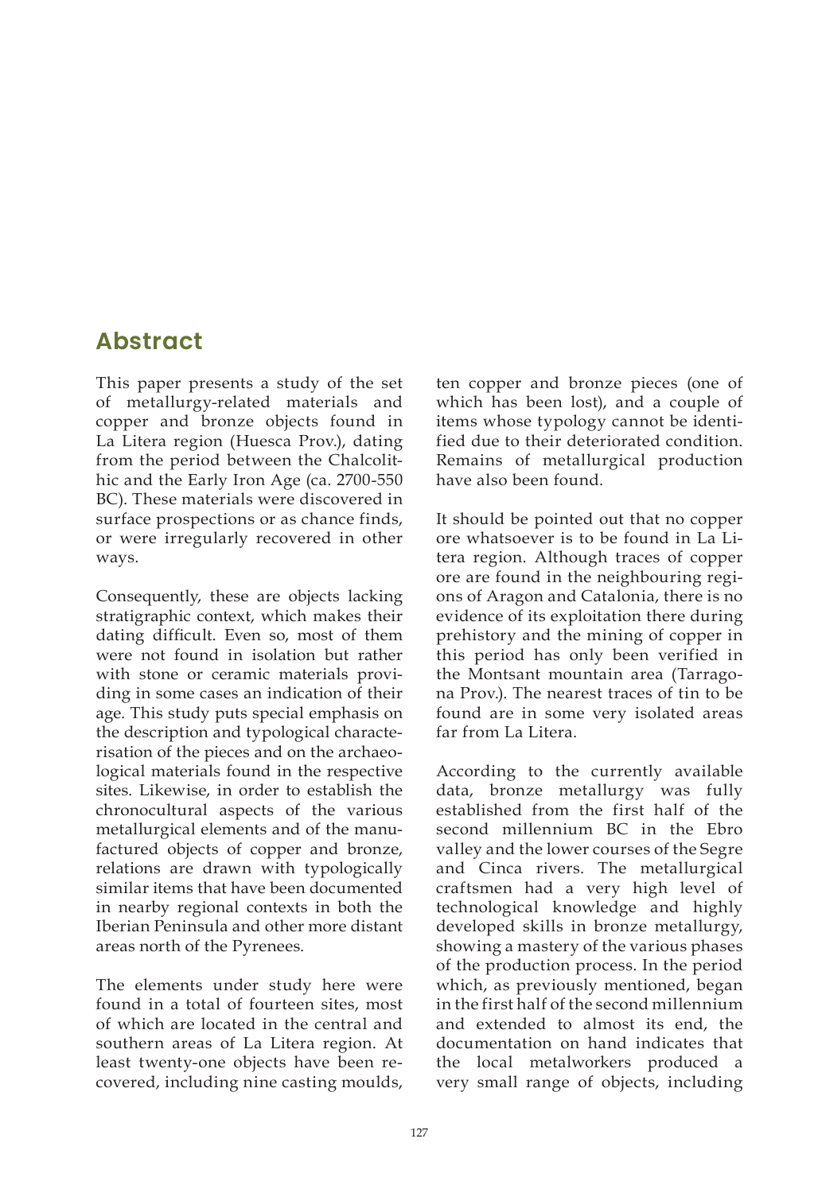## Abstract

This paper presents a study of the set of metallurgy-related materials and copper and bronze objects found in La Litera region (Huesca Prov.), dating from the period between the Chalcolithic and the Early Iron Age (ca. 2700-550 BC). These materials were discovered in surface prospections or as chance finds, or were irregularly recovered in other ways.

Consequently, these are objects lacking stratigraphic context, which makes their dating difficult. Even so, most of them were not found in isolation but rather with stone or ceramic materials providing in some cases an indication of their age. This study puts special emphasis on the description and typological characterisation of the pieces and on the archaeological materials found in the respective sites. Likewise, in order to establish the chronocultural aspects of the various metallurgical elements and of the manufactured objects of copper and bronze, relations are drawn with typologically similar items that have been documented in nearby regional contexts in both the Iberian Peninsula and other more distant areas north of the Pyrenees.

The elements under study here were found in a total of fourteen sites, most of which are located in the central and southern areas of La Litera region. At least twenty-one objects have been recovered, including nine casting moulds, ten copper and bronze pieces (one of which has been lost), and a couple of items whose typology cannot be identified due to their deteriorated condition. Remains of metallurgical production have also been found.

It should be pointed out that no copper ore whatsoever is to be found in La Litera region. Although traces of copper ore are found in the neighbouring regions of Aragon and Catalonia, there is no evidence of its exploitation there during prehistory and the mining of copper in this period has only been verified in the Montsant mountain area (Tarragona Prov.). The nearest traces of tin to be found are in some very isolated areas far from La Litera.

According to the currently available data, bronze metallurgy was fully established from the first half of the second millennium BC in the Ebro valley and the lower courses of the Segre and Cinca rivers. The metallurgical craftsmen had a very high level of technological knowledge and highly developed skills in bronze metallurgy, showing a mastery of the various phases of the production process. In the period which, as previously mentioned, began in the first half of the second millennium and extended to almost its end, the documentation on hand indicates that the local metalworkers produced a very small range of objects, including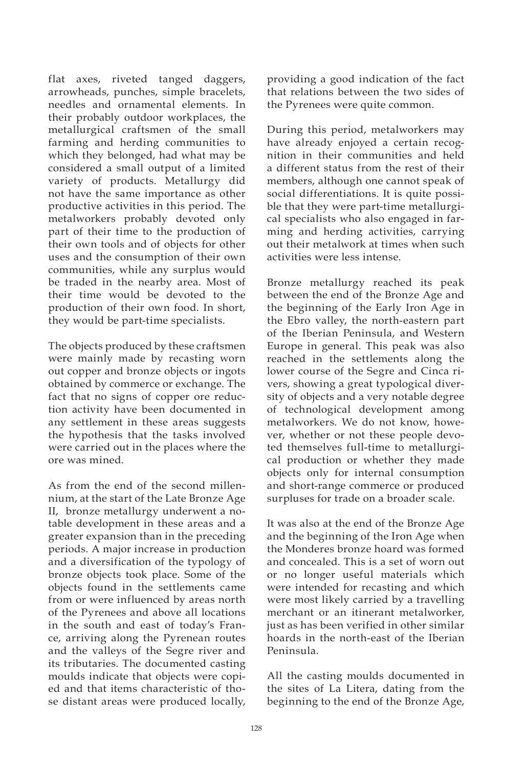flat axes, riveted tanged daggers, arrowheads, punches, simple bracelets, needles and ornamental elements. In their probably outdoor workplaces, the metallurgical craftsmen of the small farming and herding communities to which they belonged, had what may be considered a small output of a limited variety of products. Metallurgy did not have the same importance as other productive activities in this period. The metalworkers probably devoted only part of their time to the production of their own tools and of objects for other uses and the consumption of their own communities, while any surplus would be traded in the nearby area. Most of their time would be devoted to the production of their own food. In short, they would be part-time specialists.

The objects produced by these craftsmen were mainly made by recasting worn out copper and bronze objects or ingots obtained by commerce or exchange. The fact that no signs of copper ore reduction activity have been documented in any settlement in these areas suggests the hypothesis that the tasks involved were carried out in the places where the ore was mined.

As from the end of the second millennium, at the start of the Late Bronze Age II, bronze metallurgy underwent a notable development in these areas and a greater expansion than in the preceding periods. A major increase in production and a diversification of the typology of bronze objects took place. Some of the objects found in the settlements came from or were influenced by areas north of the Pyrenees and above all locations in the south and east of today's France, arriving along the Pyrenean routes and the valleys of the Segre river and its tributaries. The documented casting moulds indicate that objects were copied and that items characteristic of those distant areas were produced locally, providing a good indication of the fact that relations between the two sides of the Pyrenees were quite common.

During this period, metalworkers may have already enjoyed a certain recognition in their communities and held a different status from the rest of their members, although one cannot speak of social differentiations. It is quite possible that they were part-time metallurgical specialists who also engaged in farming and herding activities, carrying out their metalwork at times when such activities were less intense.

Bronze metallurgy reached its peak between the end of the Bronze Age and the beginning of the Early Iron Age in the Ebro valley, the north-eastern part of the Iberian Peninsula, and Western Europe in general. This peak was also reached in the settlements along the lower course of the Segre and Cinca rivers, showing a great typological diversity of objects and a very notable degree of technological development among metalworkers. We do not know, however, whether or not these people devoted themselves full-time to metallurgical production or whether they made objects only for internal consumption and short-range commerce or produced surpluses for trade on a broader scale.

It was also at the end of the Bronze Age and the beginning of the Iron Age when the Monderes bronze hoard was formed and concealed. This is a set of worn out or no longer useful materials which were intended for recasting and which were most likely carried by a travelling merchant or an itinerant metalworker, just as has been verified in other similar hoards in the north-east of the Iberian Peninsula.

All the casting moulds documented in the sites of La Litera, dating from the beginning to the end of the Bronze Age,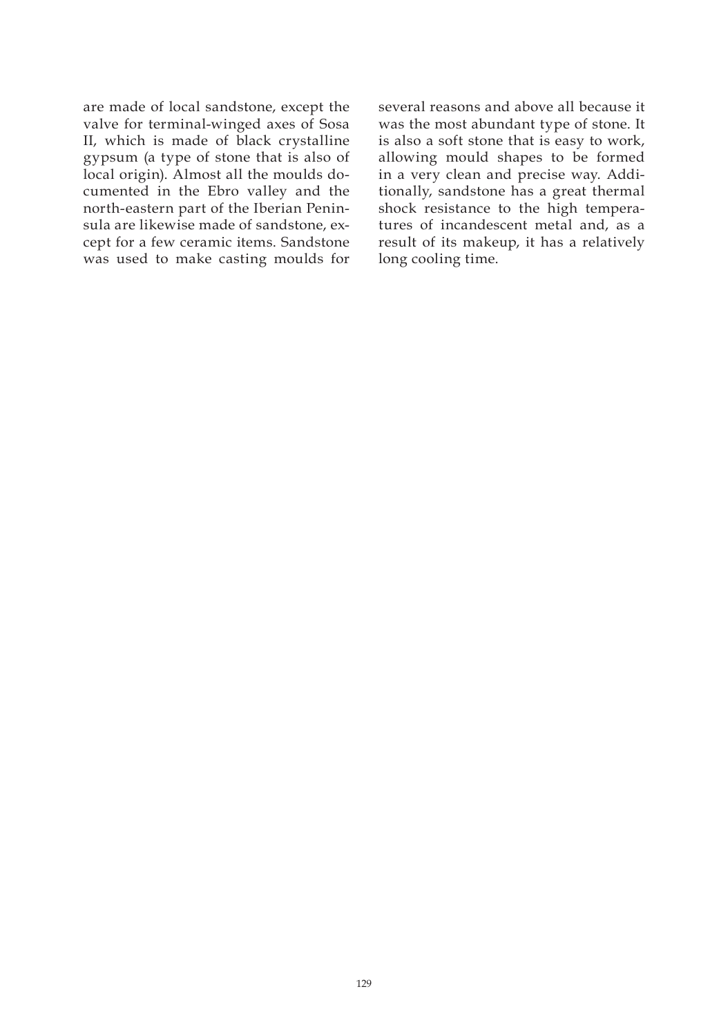are made of local sandstone, except the valve for terminal-winged axes of Sosa II, which is made of black crystalline gypsum (a type of stone that is also of local origin). Almost all the moulds documented in the Ebro valley and the north-eastern part of the Iberian Peninsula are likewise made of sandstone, except for a few ceramic items. Sandstone was used to make casting moulds for several reasons and above all because it was the most abundant type of stone. It is also a soft stone that is easy to work, allowing mould shapes to be formed in a very clean and precise way. Additionally, sandstone has a great thermal shock resistance to the high temperatures of incandescent metal and, as a result of its makeup, it has a relatively long cooling time.